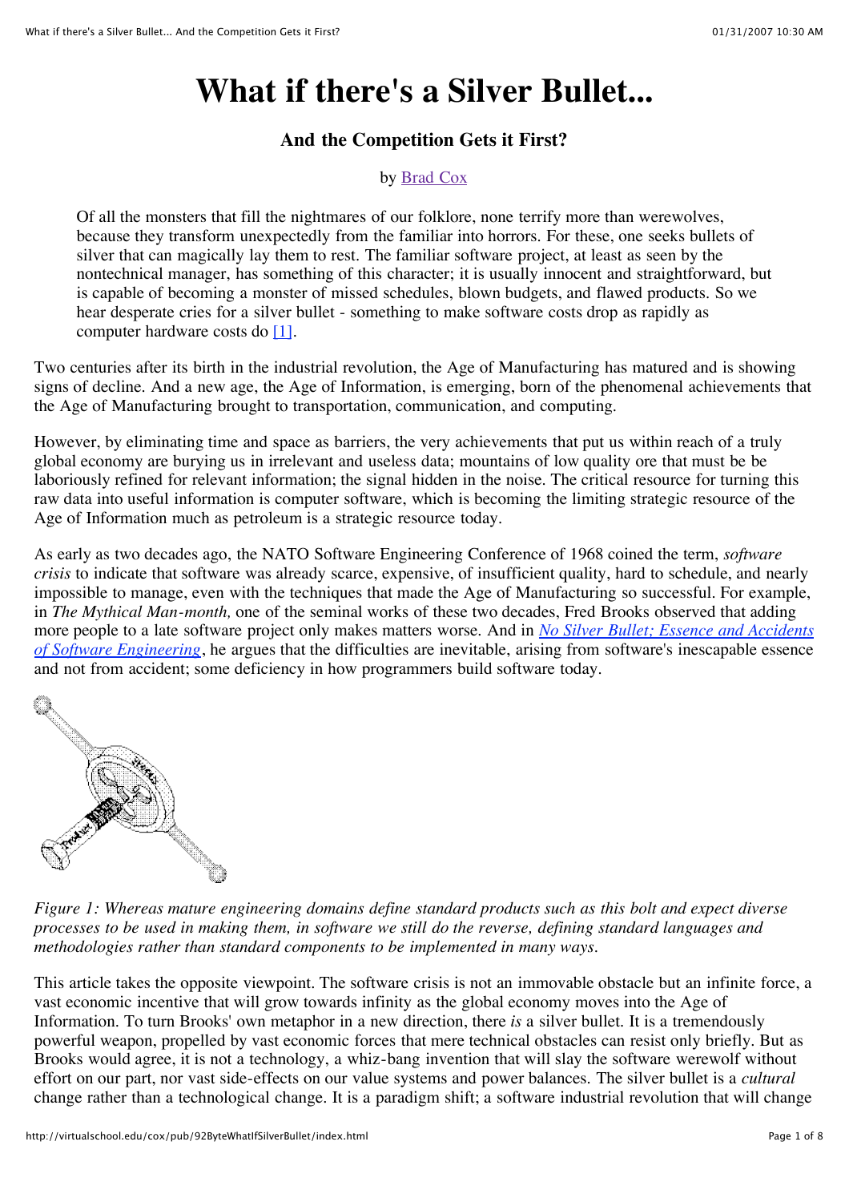# What if there's a Silver Bullet...

### And the Competition Gets it First?

by Brad Cox

> Of all the monsters that fill the nightmares of our folklore, none terrify more than werewolves, because they transform unexpectedly from the familiar into horrors. For these, one seeks bullets of silver that can magically lay them to rest. The familiar software project, at least as seen by the nontechnical manager, has something of this character; it is usually innocent and straightforward, but is capable of becoming a monster of missed schedules, blown budgets, and flawed products. So we hear desperate cries for a silver bullet - something to make software costs drop as rapidly as computer hardware costs do [1].

Two centuries after its birth in the industrial revolution, the Age of Manufacturing has matured and is showing signs of decline. And a new age, the Age of Information, is emerging, born of the phenomenal achievements that the Age of Manufacturing brought to transportation, communication, and computing.

However, by eliminating time and space as barriers, the very achievements that put us within reach of a truly global economy are burying us in irrelevant and useless data; mountains of low quality ore that must be be laboriously refined for relevant information; the signal hidden in the noise. The critical resource for turning this raw data into useful information is computer software, which is becoming the limiting strategic resource of the Age of Information much as petroleum is a strategic resource today.

As early as two decades ago, the NATO Software Engineering Conference of 1968 coined the term, *software crisis* to indicate that software was already scarce, expensive, of insufficient quality, hard to schedule, and nearly impossible to manage, even with the techniques that made the Age of Manufacturing so successful. For example, in *The Mythical Man-month,* one of the seminal works of these two decades, Fred Brooks observed that adding more people to a late software project only makes matters worse. And in *No Silver Bullet; Essence and Accidents of Software Engineering*, he argues that the difficulties are inevitable, arising from software's inescapable essence and not from accident; some deficiency in how programmers build software today.

*Figure 1: Whereas mature engineering domains define standard products such as this bolt and expect diverse processes to be used in making them, in software we still do the reverse, defining standard languages and methodologies rather than standard components to be implemented in many ways.*

This article takes the opposite viewpoint. The software crisis is not an immovable obstacle but an infinite force, a vast economic incentive that will grow towards infinity as the global economy moves into the Age of Information. To turn Brooks' own metaphor in a new direction, there *is* a silver bullet. It is a tremendously powerful weapon, propelled by vast economic forces that mere technical obstacles can resist only briefly. But as Brooks would agree, it is not a technology, a whiz-bang invention that will slay the software werewolf without effort on our part, nor vast side-effects on our value systems and power balances. The silver bullet is a *cultural* change rather than a technological change. It is a paradigm shift; a software industrial revolution that will change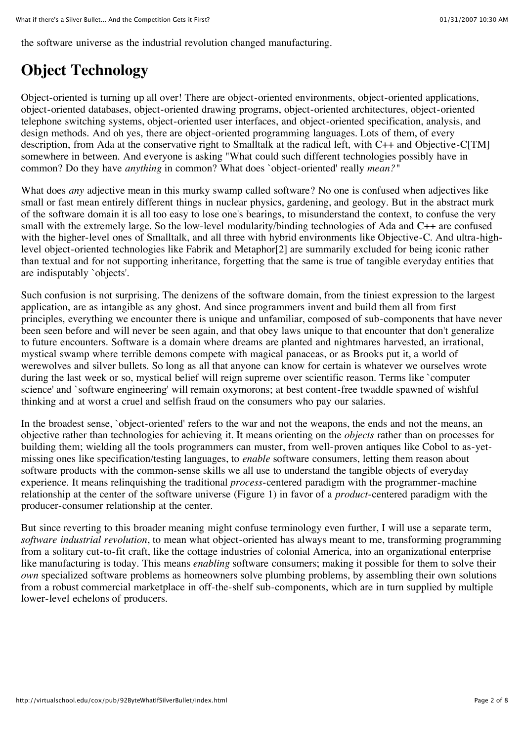the software universe as the industrial revolution changed manufacturing.

## Object Technology

Object-oriented is turning up all over! There are object-oriented environments, object-oriented applications, object-oriented databases, object-oriented drawing programs, object-oriented architectures, object-oriented telephone switching systems, object-oriented user interfaces, and object-oriented specification, analysis, and design methods. And oh yes, there are object-oriented programming languages. Lots of them, of every description, from Ada at the conservative right to Smalltalk at the radical left, with C++ and Objective-C[TM] somewhere in between. And everyone is asking "What could such different technologies possibly have in common? Do they have *anything* in common? What does `object-oriented' really *mean?*"

What does *any* adjective mean in this murky swamp called software? No one is confused when adjectives like small or fast mean entirely different things in nuclear physics, gardening, and geology. But in the abstract murk of the software domain it is all too easy to lose one's bearings, to misunderstand the context, to confuse the very small with the extremely large. So the low-level modularity/binding technologies of Ada and C++ are confused with the higher-level ones of Smalltalk, and all three with hybrid environments like Objective-C. And ultra-high-level object-oriented technologies like Fabrik and Metaphor[2] are summarily excluded for being iconic rather than textual and for not supporting inheritance, forgetting that the same is true of tangible everyday entities that are indisputably `objects'.

Such confusion is not surprising. The denizens of the software domain, from the tiniest expression to the largest application, are as intangible as any ghost. And since programmers invent and build them all from first principles, everything we encounter there is unique and unfamiliar, composed of sub-components that have never been seen before and will never be seen again, and that obey laws unique to that encounter that don't generalize to future encounters. Software is a domain where dreams are planted and nightmares harvested, an irrational, mystical swamp where terrible demons compete with magical panaceas, or as Brooks put it, a world of werewolves and silver bullets. So long as all that anyone can know for certain is whatever we ourselves wrote during the last week or so, mystical belief will reign supreme over scientific reason. Terms like `computer science' and `software engineering' will remain oxymorons; at best content-free twaddle spawned of wishful thinking and at worst a cruel and selfish fraud on the consumers who pay our salaries.

In the broadest sense, `object-oriented' refers to the war and not the weapons, the ends and not the means, an objective rather than technologies for achieving it. It means orienting on the *objects* rather than on processes for building them; wielding all the tools programmers can muster, from well-proven antiques like Cobol to as-yet-missing ones like specification/testing languages, to *enable* software consumers, letting them reason about software products with the common-sense skills we all use to understand the tangible objects of everyday experience. It means relinquishing the traditional *process*-centered paradigm with the programmer-machine relationship at the center of the software universe (Figure 1) in favor of a *product*-centered paradigm with the producer-consumer relationship at the center.

But since reverting to this broader meaning might confuse terminology even further, I will use a separate term, *software industrial revolution*, to mean what object-oriented has always meant to me, transforming programming from a solitary cut-to-fit craft, like the cottage industries of colonial America, into an organizational enterprise like manufacturing is today. This means *enabling* software consumers; making it possible for them to solve their *own* specialized software problems as homeowners solve plumbing problems, by assembling their own solutions from a robust commercial marketplace in off-the-shelf sub-components, which are in turn supplied by multiple lower-level echelons of producers.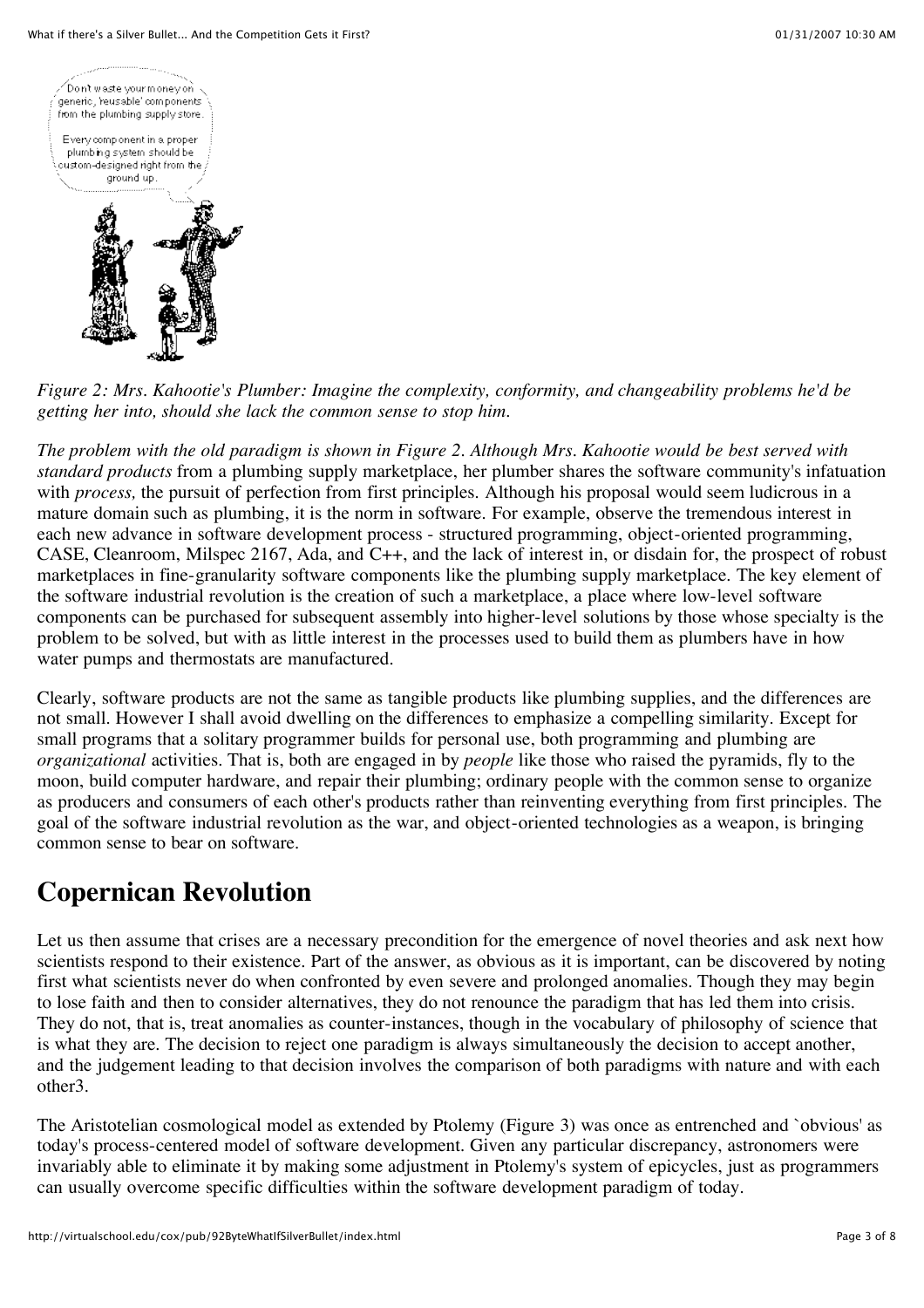*Figure 2: Mrs. Kahootie's Plumber: Imagine the complexity, conformity, and changeability problems he'd be getting her into, should she lack the common sense to stop him.*

*The problem with the old paradigm is shown in Figure 2. Although Mrs. Kahootie would be best served with standard products* from a plumbing supply marketplace, her plumber shares the software community's infatuation with *process,* the pursuit of perfection from first principles. Although his proposal would seem ludicrous in a mature domain such as plumbing, it is the norm in software. For example, observe the tremendous interest in each new advance in software development process - structured programming, object-oriented programming, CASE, Cleanroom, Milspec 2167, Ada, and C++, and the lack of interest in, or disdain for, the prospect of robust marketplaces in fine-granularity software components like the plumbing supply marketplace. The key element of the software industrial revolution is the creation of such a marketplace, a place where low-level software components can be purchased for subsequent assembly into higher-level solutions by those whose specialty is the problem to be solved, but with as little interest in the processes used to build them as plumbers have in how water pumps and thermostats are manufactured.

Clearly, software products are not the same as tangible products like plumbing supplies, and the differences are not small. However I shall avoid dwelling on the differences to emphasize a compelling similarity. Except for small programs that a solitary programmer builds for personal use, both programming and plumbing are *organizational* activities. That is, both are engaged in by *people* like those who raised the pyramids, fly to the moon, build computer hardware, and repair their plumbing; ordinary people with the common sense to organize as producers and consumers of each other's products rather than reinventing everything from first principles. The goal of the software industrial revolution as the war, and object-oriented technologies as a weapon, is bringing common sense to bear on software.

## Copernican Revolution

Let us then assume that crises are a necessary precondition for the emergence of novel theories and ask next how scientists respond to their existence. Part of the answer, as obvious as it is important, can be discovered by noting first what scientists never do when confronted by even severe and prolonged anomalies. Though they may begin to lose faith and then to consider alternatives, they do not renounce the paradigm that has led them into crisis. They do not, that is, treat anomalies as counter-instances, though in the vocabulary of philosophy of science that is what they are. The decision to reject one paradigm is always simultaneously the decision to accept another, and the judgement leading to that decision involves the comparison of both paradigms with nature and with each other3.

The Aristotelian cosmological model as extended by Ptolemy (Figure 3) was once as entrenched and `obvious' as today's process-centered model of software development. Given any particular discrepancy, astronomers were invariably able to eliminate it by making some adjustment in Ptolemy's system of epicycles, just as programmers can usually overcome specific difficulties within the software development paradigm of today.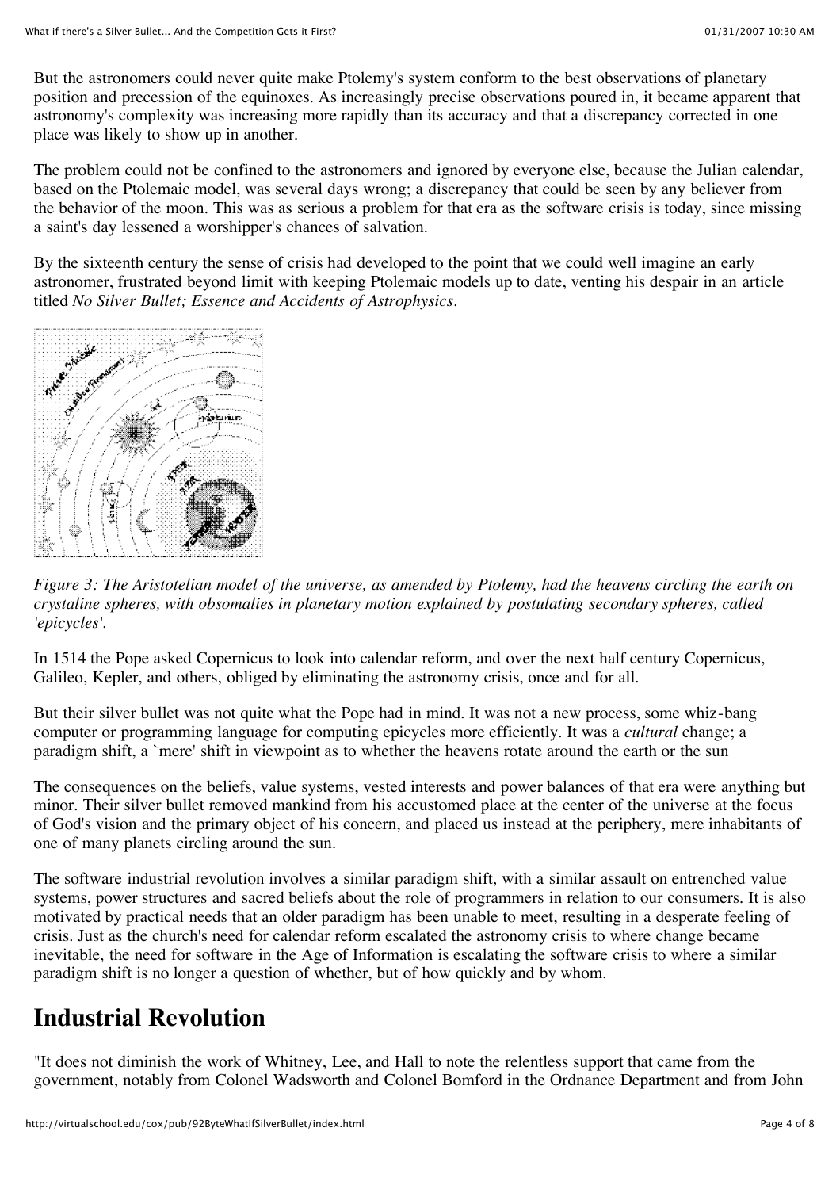But the astronomers could never quite make Ptolemy's system conform to the best observations of planetary position and precession of the equinoxes. As increasingly precise observations poured in, it became apparent that astronomy's complexity was increasing more rapidly than its accuracy and that a discrepancy corrected in one place was likely to show up in another.

The problem could not be confined to the astronomers and ignored by everyone else, because the Julian calendar, based on the Ptolemaic model, was several days wrong; a discrepancy that could be seen by any believer from the behavior of the moon. This was as serious a problem for that era as the software crisis is today, since missing a saint's day lessened a worshipper's chances of salvation.

By the sixteenth century the sense of crisis had developed to the point that we could well imagine an early astronomer, frustrated beyond limit with keeping Ptolemaic models up to date, venting his despair in an article titled *No Silver Bullet; Essence and Accidents of Astrophysics*.

*Figure 3: The Aristotelian model of the universe, as amended by Ptolemy, had the heavens circling the earth on crystaline spheres, with obsomalies in planetary motion explained by postulating secondary spheres, called 'epicycles'.*

In 1514 the Pope asked Copernicus to look into calendar reform, and over the next half century Copernicus, Galileo, Kepler, and others, obliged by eliminating the astronomy crisis, once and for all.

But their silver bullet was not quite what the Pope had in mind. It was not a new process, some whiz-bang computer or programming language for computing epicycles more efficiently. It was a *cultural* change; a paradigm shift, a `mere' shift in viewpoint as to whether the heavens rotate around the earth or the sun

The consequences on the beliefs, value systems, vested interests and power balances of that era were anything but minor. Their silver bullet removed mankind from his accustomed place at the center of the universe at the focus of God's vision and the primary object of his concern, and placed us instead at the periphery, mere inhabitants of one of many planets circling around the sun.

The software industrial revolution involves a similar paradigm shift, with a similar assault on entrenched value systems, power structures and sacred beliefs about the role of programmers in relation to our consumers. It is also motivated by practical needs that an older paradigm has been unable to meet, resulting in a desperate feeling of crisis. Just as the church's need for calendar reform escalated the astronomy crisis to where change became inevitable, the need for software in the Age of Information is escalating the software crisis to where a similar paradigm shift is no longer a question of whether, but of how quickly and by whom.

## Industrial Revolution

"It does not diminish the work of Whitney, Lee, and Hall to note the relentless support that came from the government, notably from Colonel Wadsworth and Colonel Bomford in the Ordnance Department and from John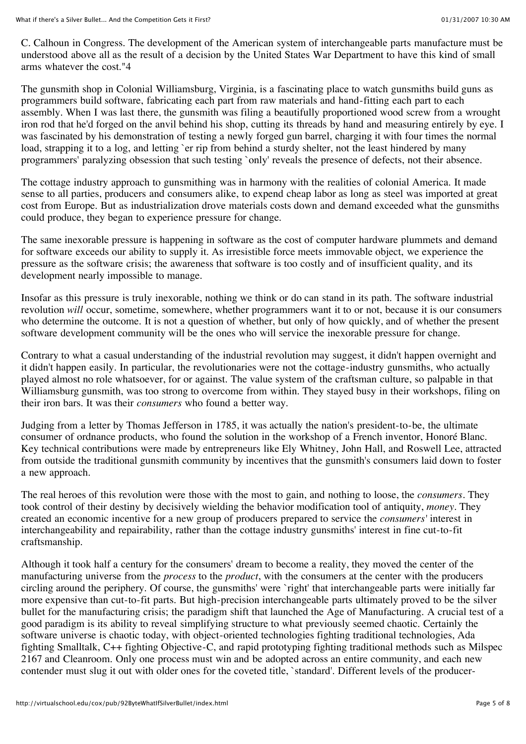C. Calhoun in Congress. The development of the American system of interchangeable parts manufacture must be understood above all as the result of a decision by the United States War Department to have this kind of small arms whatever the cost."4

The gunsmith shop in Colonial Williamsburg, Virginia, is a fascinating place to watch gunsmiths build guns as programmers build software, fabricating each part from raw materials and hand-fitting each part to each assembly. When I was last there, the gunsmith was filing a beautifully proportioned wood screw from a wrought iron rod that he'd forged on the anvil behind his shop, cutting its threads by hand and measuring entirely by eye. I was fascinated by his demonstration of testing a newly forged gun barrel, charging it with four times the normal load, strapping it to a log, and letting `er rip from behind a sturdy shelter, not the least hindered by many programmers' paralyzing obsession that such testing `only' reveals the presence of defects, not their absence.

The cottage industry approach to gunsmithing was in harmony with the realities of colonial America. It made sense to all parties, producers and consumers alike, to expend cheap labor as long as steel was imported at great cost from Europe. But as industrialization drove materials costs down and demand exceeded what the gunsmiths could produce, they began to experience pressure for change.

The same inexorable pressure is happening in software as the cost of computer hardware plummets and demand for software exceeds our ability to supply it. As irresistible force meets immovable object, we experience the pressure as the software crisis; the awareness that software is too costly and of insufficient quality, and its development nearly impossible to manage.

Insofar as this pressure is truly inexorable, nothing we think or do can stand in its path. The software industrial revolution *will* occur, sometime, somewhere, whether programmers want it to or not, because it is our consumers who determine the outcome. It is not a question of whether, but only of how quickly, and of whether the present software development community will be the ones who will service the inexorable pressure for change.

Contrary to what a casual understanding of the industrial revolution may suggest, it didn't happen overnight and it didn't happen easily. In particular, the revolutionaries were not the cottage-industry gunsmiths, who actually played almost no role whatsoever, for or against. The value system of the craftsman culture, so palpable in that Williamsburg gunsmith, was too strong to overcome from within. They stayed busy in their workshops, filing on their iron bars. It was their *consumers* who found a better way.

Judging from a letter by Thomas Jefferson in 1785, it was actually the nation's president-to-be, the ultimate consumer of ordnance products, who found the solution in the workshop of a French inventor, Honoré Blanc. Key technical contributions were made by entrepreneurs like Ely Whitney, John Hall, and Roswell Lee, attracted from outside the traditional gunsmith community by incentives that the gunsmith's consumers laid down to foster a new approach.

The real heroes of this revolution were those with the most to gain, and nothing to loose, the *consumers*. They took control of their destiny by decisively wielding the behavior modification tool of antiquity, *money*. They created an economic incentive for a new group of producers prepared to service the *consumers'* interest in interchangeability and repairability, rather than the cottage industry gunsmiths' interest in fine cut-to-fit craftsmanship.

Although it took half a century for the consumers' dream to become a reality, they moved the center of the manufacturing universe from the *process* to the *product*, with the consumers at the center with the producers circling around the periphery. Of course, the gunsmiths' were `right' that interchangeable parts were initially far more expensive than cut-to-fit parts. But high-precision interchangeable parts ultimately proved to be the silver bullet for the manufacturing crisis; the paradigm shift that launched the Age of Manufacturing. A crucial test of a good paradigm is its ability to reveal simplifying structure to what previously seemed chaotic. Certainly the software universe is chaotic today, with object-oriented technologies fighting traditional technologies, Ada fighting Smalltalk, C++ fighting Objective-C, and rapid prototyping fighting traditional methods such as Milspec 2167 and Cleanroom. Only one process must win and be adopted across an entire community, and each new contender must slug it out with older ones for the coveted title, `standard'. Different levels of the producer-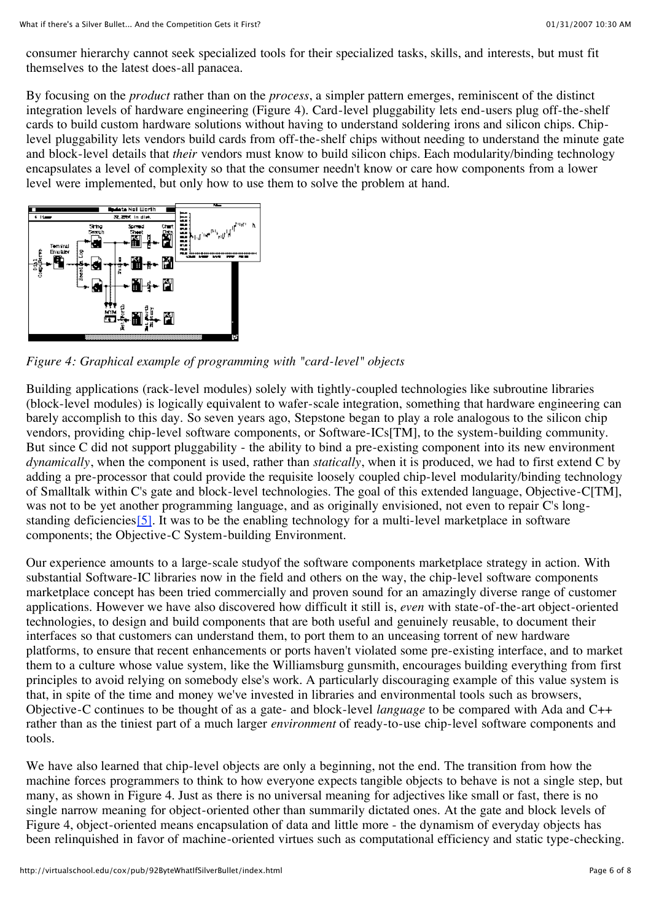consumer hierarchy cannot seek specialized tools for their specialized tasks, skills, and interests, but must fit themselves to the latest does-all panacea.

By focusing on the *product* rather than on the *process*, a simpler pattern emerges, reminiscent of the distinct integration levels of hardware engineering (Figure 4). Card-level pluggability lets end-users plug off-the-shelf cards to build custom hardware solutions without having to understand soldering irons and silicon chips. Chip-level pluggability lets vendors build cards from off-the-shelf chips without needing to understand the minute gate and block-level details that *their* vendors must know to build silicon chips. Each modularity/binding technology encapsulates a level of complexity so that the consumer needn't know or care how components from a lower level were implemented, but only how to use them to solve the problem at hand.

*Figure 4: Graphical example of programming with "card-level" objects*

Building applications (rack-level modules) solely with tightly-coupled technologies like subroutine libraries (block-level modules) is logically equivalent to wafer-scale integration, something that hardware engineering can barely accomplish to this day. So seven years ago, Stepstone began to play a role analogous to the silicon chip vendors, providing chip-level software components, or Software-ICs[TM], to the system-building community. But since C did not support pluggability - the ability to bind a pre-existing component into its new environment *dynamically*, when the component is used, rather than *statically*, when it is produced, we had to first extend C by adding a pre-processor that could provide the requisite loosely coupled chip-level modularity/binding technology of Smalltalk within C's gate and block-level technologies. The goal of this extended language, Objective-C[TM], was not to be yet another programming language, and as originally envisioned, not even to repair C's long-standing deficiencies[5]. It was to be the enabling technology for a multi-level marketplace in software components; the Objective-C System-building Environment.

Our experience amounts to a large-scale studyof the software components marketplace strategy in action. With substantial Software-IC libraries now in the field and others on the way, the chip-level software components marketplace concept has been tried commercially and proven sound for an amazingly diverse range of customer applications. However we have also discovered how difficult it still is, *even* with state-of-the-art object-oriented technologies, to design and build components that are both useful and genuinely reusable, to document their interfaces so that customers can understand them, to port them to an unceasing torrent of new hardware platforms, to ensure that recent enhancements or ports haven't violated some pre-existing interface, and to market them to a culture whose value system, like the Williamsburg gunsmith, encourages building everything from first principles to avoid relying on somebody else's work. A particularly discouraging example of this value system is that, in spite of the time and money we've invested in libraries and environmental tools such as browsers, Objective-C continues to be thought of as a gate- and block-level *language* to be compared with Ada and C++ rather than as the tiniest part of a much larger *environment* of ready-to-use chip-level software components and tools.

We have also learned that chip-level objects are only a beginning, not the end. The transition from how the machine forces programmers to think to how everyone expects tangible objects to behave is not a single step, but many, as shown in Figure 4. Just as there is no universal meaning for adjectives like small or fast, there is no single narrow meaning for object-oriented other than summarily dictated ones. At the gate and block levels of Figure 4, object-oriented means encapsulation of data and little more - the dynamism of everyday objects has been relinquished in favor of machine-oriented virtues such as computational efficiency and static type-checking.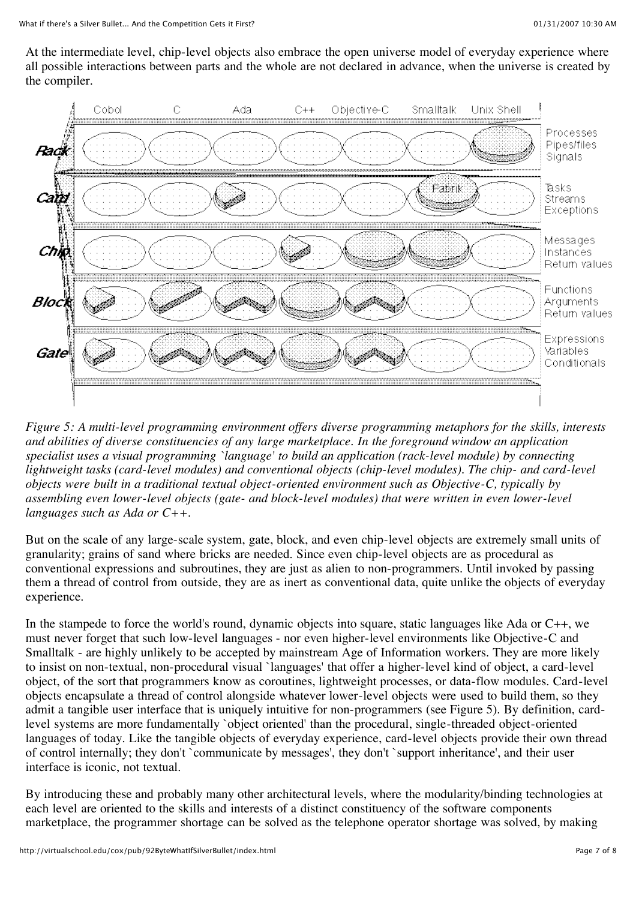At the intermediate level, chip-level objects also embrace the open universe model of everyday experience where all possible interactions between parts and the whole are not declared in advance, when the universe is created by the compiler.

*Figure 5: A multi-level programming environment offers diverse programming metaphors for the skills, interests and abilities of diverse constituencies of any large marketplace. In the foreground window an application specialist uses a visual programming `language' to build an application (rack-level module) by connecting lightweight tasks (card-level modules) and conventional objects (chip-level modules). The chip- and card-level objects were built in a traditional textual object-oriented environment such as Objective-C, typically by assembling even lower-level objects (gate- and block-level modules) that were written in even lower-level languages such as Ada or C++.*

But on the scale of any large-scale system, gate, block, and even chip-level objects are extremely small units of granularity; grains of sand where bricks are needed. Since even chip-level objects are as procedural as conventional expressions and subroutines, they are just as alien to non-programmers. Until invoked by passing them a thread of control from outside, they are as inert as conventional data, quite unlike the objects of everyday experience.

In the stampede to force the world's round, dynamic objects into square, static languages like Ada or C++, we must never forget that such low-level languages - nor even higher-level environments like Objective-C and Smalltalk - are highly unlikely to be accepted by mainstream Age of Information workers. They are more likely to insist on non-textual, non-procedural visual `languages' that offer a higher-level kind of object, a card-level object, of the sort that programmers know as coroutines, lightweight processes, or data-flow modules. Card-level objects encapsulate a thread of control alongside whatever lower-level objects were used to build them, so they admit a tangible user interface that is uniquely intuitive for non-programmers (see Figure 5). By definition, card-level systems are more fundamentally `object oriented' than the procedural, single-threaded object-oriented languages of today. Like the tangible objects of everyday experience, card-level objects provide their own thread of control internally; they don't `communicate by messages', they don't `support inheritance', and their user interface is iconic, not textual.

By introducing these and probably many other architectural levels, where the modularity/binding technologies at each level are oriented to the skills and interests of a distinct constituency of the software components marketplace, the programmer shortage can be solved as the telephone operator shortage was solved, by making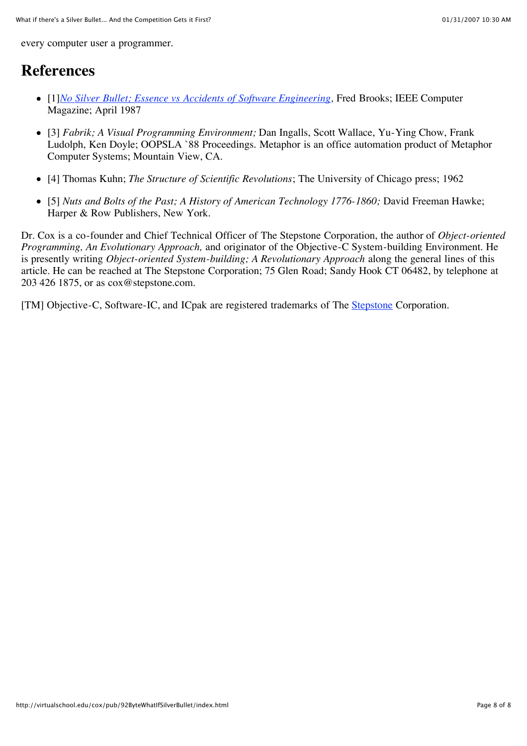every computer user a programmer.

## References

- [1]*No Silver Bullet; Essence vs Accidents of Software Engineering,* Fred Brooks; IEEE Computer Magazine; April 1987
- [3] *Fabrik; A Visual Programming Environment;* Dan Ingalls, Scott Wallace, Yu-Ying Chow, Frank Ludolph, Ken Doyle; OOPSLA `88 Proceedings. Metaphor is an office automation product of Metaphor Computer Systems; Mountain View, CA.
- [4] Thomas Kuhn; *The Structure of Scientific Revolutions*; The University of Chicago press; 1962
- [5] *Nuts and Bolts of the Past; A History of American Technology 1776-1860;* David Freeman Hawke; Harper & Row Publishers, New York.

Dr. Cox is a co-founder and Chief Technical Officer of The Stepstone Corporation, the author of *Object-oriented Programming, An Evolutionary Approach,* and originator of the Objective-C System-building Environment. He is presently writing *Object-oriented System-building; A Revolutionary Approach* along the general lines of this article. He can be reached at The Stepstone Corporation; 75 Glen Road; Sandy Hook CT 06482, by telephone at 203 426 1875, or as cox@stepstone.com.

[TM] Objective-C, Software-IC, and ICpak are registered trademarks of The Stepstone Corporation.